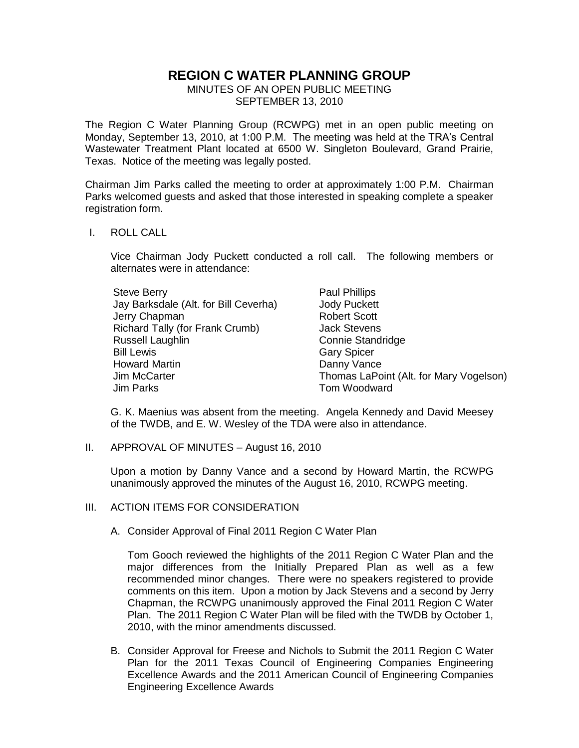# REGION C WATER PLANNING GROUP

MINUTES OF AN OPEN PUBLIC MEETING
SEPTEMBER 13, 2010

The Region C Water Planning Group (RCWPG) met in an open public meeting on Monday, September 13, 2010, at 1:00 P.M. The meeting was held at the TRA's Central Wastewater Treatment Plant located at 6500 W. Singleton Boulevard, Grand Prairie, Texas. Notice of the meeting was legally posted.

Chairman Jim Parks called the meeting to order at approximately 1:00 P.M. Chairman Parks welcomed guests and asked that those interested in speaking complete a speaker registration form.

I. ROLL CALL

Vice Chairman Jody Puckett conducted a roll call. The following members or alternates were in attendance:

Steve Berry
Jay Barksdale (Alt. for Bill Ceverha)
Jerry Chapman
Richard Tally (for Frank Crumb)
Russell Laughlin
Bill Lewis
Howard Martin
Jim McCarter
Jim Parks
Paul Phillips
Jody Puckett
Robert Scott
Jack Stevens
Connie Standridge
Gary Spicer
Danny Vance
Thomas LaPoint (Alt. for Mary Vogelson)
Tom Woodward

G. K. Maenius was absent from the meeting. Angela Kennedy and David Meesey of the TWDB, and E. W. Wesley of the TDA were also in attendance.

II. APPROVAL OF MINUTES – August 16, 2010

Upon a motion by Danny Vance and a second by Howard Martin, the RCWPG unanimously approved the minutes of the August 16, 2010, RCWPG meeting.

III. ACTION ITEMS FOR CONSIDERATION

A. Consider Approval of Final 2011 Region C Water Plan

Tom Gooch reviewed the highlights of the 2011 Region C Water Plan and the major differences from the Initially Prepared Plan as well as a few recommended minor changes. There were no speakers registered to provide comments on this item. Upon a motion by Jack Stevens and a second by Jerry Chapman, the RCWPG unanimously approved the Final 2011 Region C Water Plan. The 2011 Region C Water Plan will be filed with the TWDB by October 1, 2010, with the minor amendments discussed.

B. Consider Approval for Freese and Nichols to Submit the 2011 Region C Water Plan for the 2011 Texas Council of Engineering Companies Engineering Excellence Awards and the 2011 American Council of Engineering Companies Engineering Excellence Awards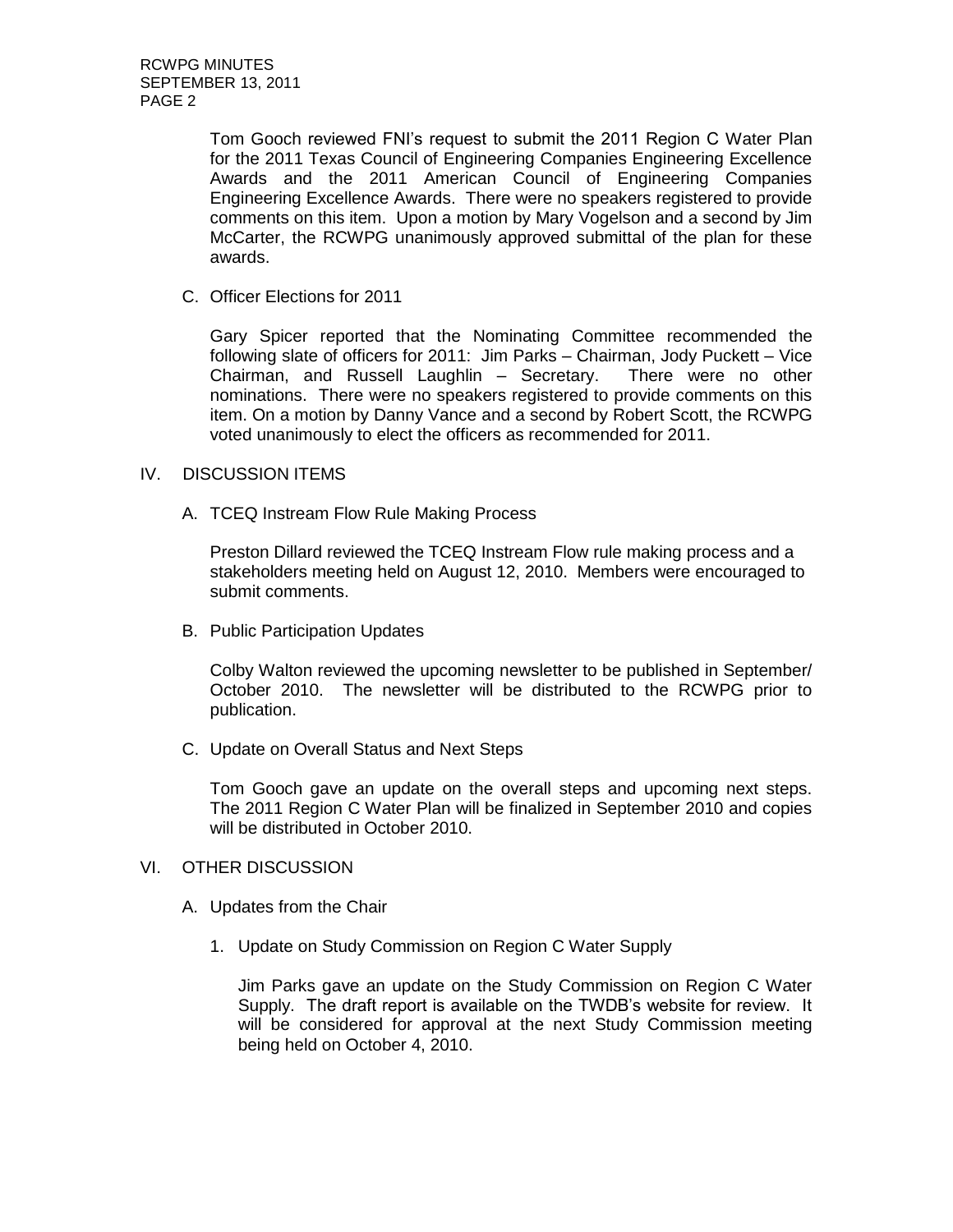Tom Gooch reviewed FNI's request to submit the 2011 Region C Water Plan for the 2011 Texas Council of Engineering Companies Engineering Excellence Awards and the 2011 American Council of Engineering Companies Engineering Excellence Awards. There were no speakers registered to provide comments on this item. Upon a motion by Mary Vogelson and a second by Jim McCarter, the RCWPG unanimously approved submittal of the plan for these awards.

C. Officer Elections for 2011

Gary Spicer reported that the Nominating Committee recommended the following slate of officers for 2011: Jim Parks – Chairman, Jody Puckett – Vice Chairman, and Russell Laughlin – Secretary. There were no other nominations. There were no speakers registered to provide comments on this item. On a motion by Danny Vance and a second by Robert Scott, the RCWPG voted unanimously to elect the officers as recommended for 2011.

## IV. DISCUSSION ITEMS

A. TCEQ Instream Flow Rule Making Process

Preston Dillard reviewed the TCEQ Instream Flow rule making process and a stakeholders meeting held on August 12, 2010. Members were encouraged to submit comments.

B. Public Participation Updates

Colby Walton reviewed the upcoming newsletter to be published in September/ October 2010. The newsletter will be distributed to the RCWPG prior to publication.

C. Update on Overall Status and Next Steps

Tom Gooch gave an update on the overall steps and upcoming next steps. The 2011 Region C Water Plan will be finalized in September 2010 and copies will be distributed in October 2010.

## VI. OTHER DISCUSSION

A. Updates from the Chair

1. Update on Study Commission on Region C Water Supply

Jim Parks gave an update on the Study Commission on Region C Water Supply. The draft report is available on the TWDB's website for review. It will be considered for approval at the next Study Commission meeting being held on October 4, 2010.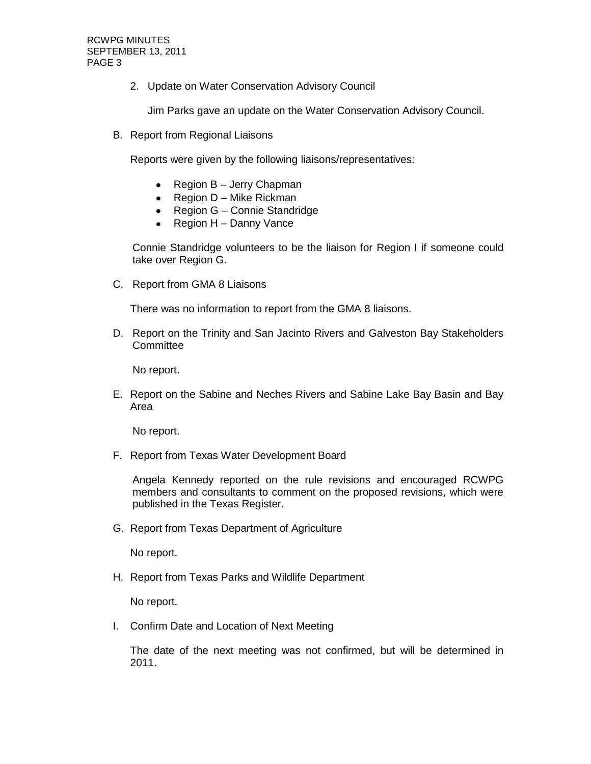2. Update on Water Conservation Advisory Council

   Jim Parks gave an update on the Water Conservation Advisory Council.

B. Report from Regional Liaisons

   Reports were given by the following liaisons/representatives:

   - Region B – Jerry Chapman
   - Region D – Mike Rickman
   - Region G – Connie Standridge
   - Region H – Danny Vance

   Connie Standridge volunteers to be the liaison for Region I if someone could take over Region G.

C. Report from GMA 8 Liaisons

   There was no information to report from the GMA 8 liaisons.

D. Report on the Trinity and San Jacinto Rivers and Galveston Bay Stakeholders Committee

   No report.

E. Report on the Sabine and Neches Rivers and Sabine Lake Bay Basin and Bay Area

   No report.

F. Report from Texas Water Development Board

   Angela Kennedy reported on the rule revisions and encouraged RCWPG members and consultants to comment on the proposed revisions, which were published in the Texas Register.

G. Report from Texas Department of Agriculture

   No report.

H. Report from Texas Parks and Wildlife Department

   No report.

I. Confirm Date and Location of Next Meeting

   The date of the next meeting was not confirmed, but will be determined in 2011.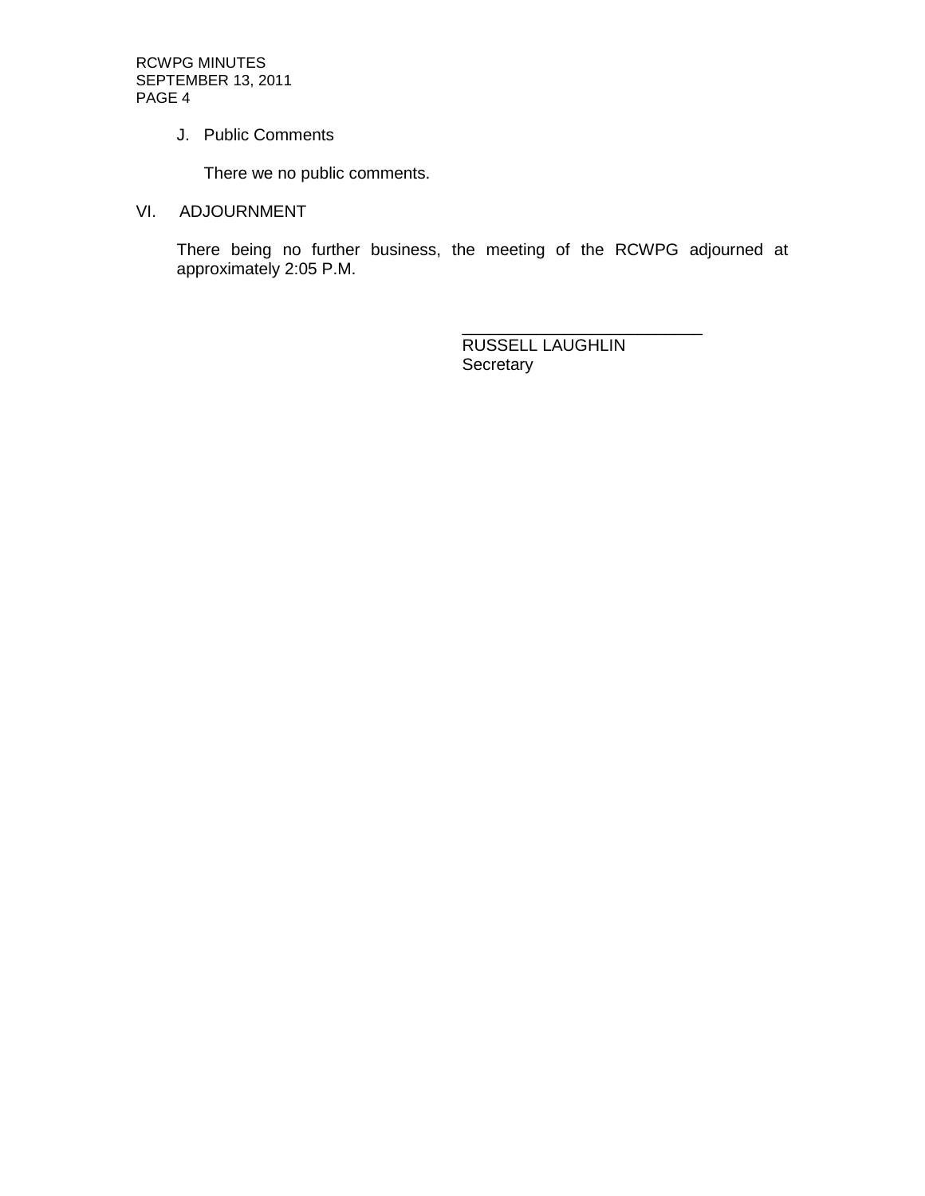J. Public Comments

There we no public comments.

## VI. ADJOURNMENT

There being no further business, the meeting of the RCWPG adjourned at approximately 2:05 P.M.

\_\_\_\_\_\_\_\_\_\_\_\_\_\_\_\_\_\_\_\_\_\_\_\_\_\_

RUSSELL LAUGHLIN
Secretary